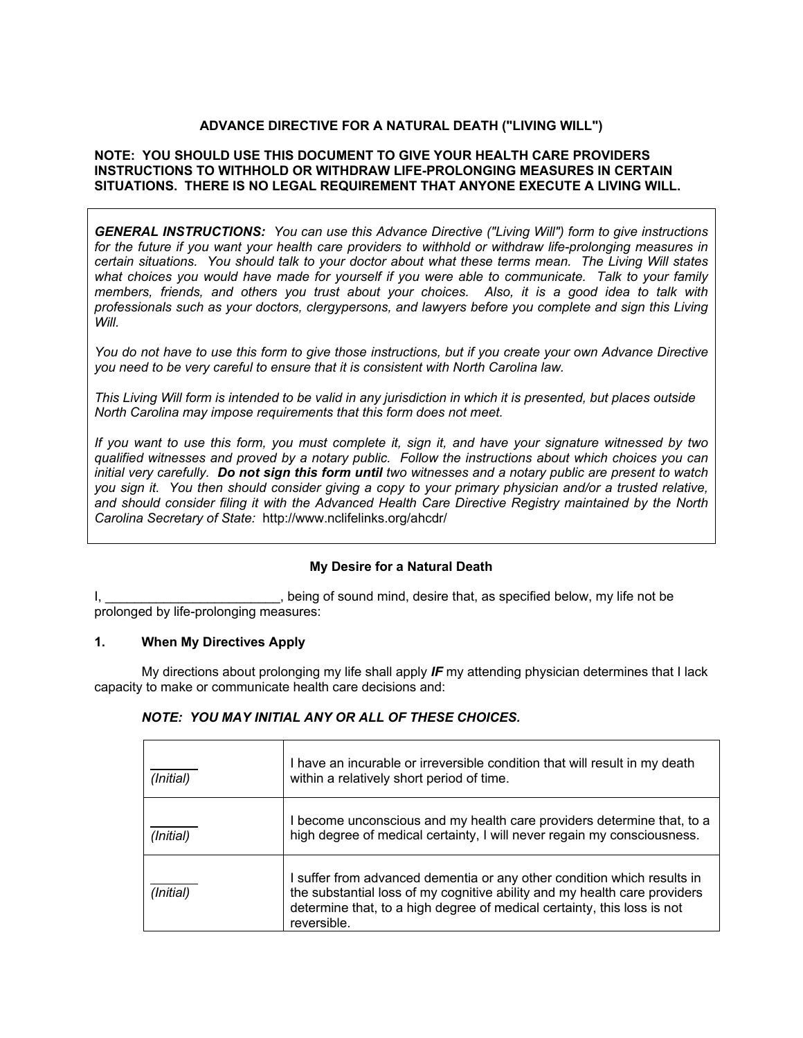# ADVANCE DIRECTIVE FOR A NATURAL DEATH ("LIVING WILL")

**NOTE: YOU SHOULD USE THIS DOCUMENT TO GIVE YOUR HEALTH CARE PROVIDERS INSTRUCTIONS TO WITHHOLD OR WITHDRAW LIFE-PROLONGING MEASURES IN CERTAIN SITUATIONS. THERE IS NO LEGAL REQUIREMENT THAT ANYONE EXECUTE A LIVING WILL.**

***GENERAL INSTRUCTIONS:*** *You can use this Advance Directive ("Living Will") form to give instructions for the future if you want your health care providers to withhold or withdraw life-prolonging measures in certain situations. You should talk to your doctor about what these terms mean. The Living Will states what choices you would have made for yourself if you were able to communicate. Talk to your family members, friends, and others you trust about your choices. Also, it is a good idea to talk with professionals such as your doctors, clergypersons, and lawyers before you complete and sign this Living Will.*

*You do not have to use this form to give those instructions, but if you create your own Advance Directive you need to be very careful to ensure that it is consistent with North Carolina law.*

*This Living Will form is intended to be valid in any jurisdiction in which it is presented, but places outside North Carolina may impose requirements that this form does not meet.*

*If you want to use this form, you must complete it, sign it, and have your signature witnessed by two qualified witnesses and proved by a notary public. Follow the instructions about which choices you can initial very carefully.* ***Do not sign this form until*** *two witnesses and a notary public are present to watch you sign it. You then should consider giving a copy to your primary physician and/or a trusted relative, and should consider filing it with the Advanced Health Care Directive Registry maintained by the North Carolina Secretary of State:* http://www.nclifelinks.org/ahcdr/

## My Desire for a Natural Death

I, ________________________, being of sound mind, desire that, as specified below, my life not be prolonged by life-prolonging measures:

### 1. When My Directives Apply

My directions about prolonging my life shall apply ***IF*** my attending physician determines that I lack capacity to make or communicate health care decisions and:

***NOTE: YOU MAY INITIAL ANY OR ALL OF THESE CHOICES.***

| | |
|---|---|
| ______ *(Initial)* | I have an incurable or irreversible condition that will result in my death within a relatively short period of time. |
| ______ *(Initial)* | I become unconscious and my health care providers determine that, to a high degree of medical certainty, I will never regain my consciousness. |
| ______ *(Initial)* | I suffer from advanced dementia or any other condition which results in the substantial loss of my cognitive ability and my health care providers determine that, to a high degree of medical certainty, this loss is not reversible. |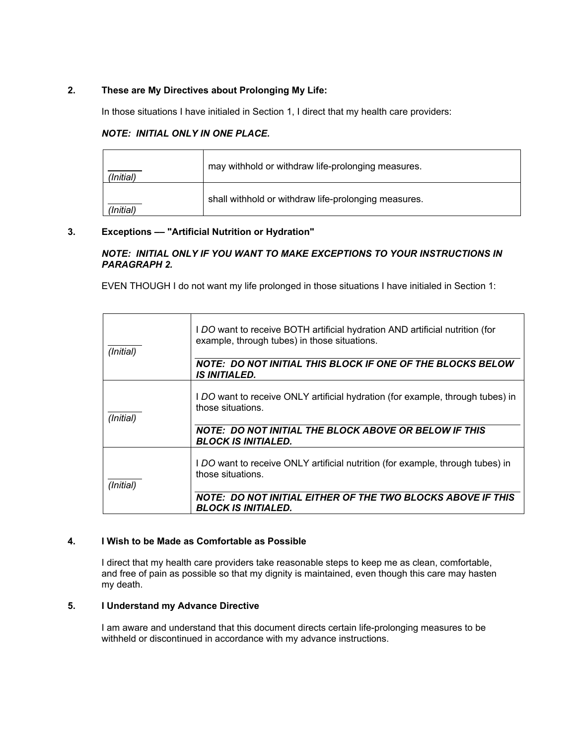## 2. These are My Directives about Prolonging My Life:

In those situations I have initialed in Section 1, I direct that my health care providers:

***NOTE: INITIAL ONLY IN ONE PLACE.***

| | |
|---|---|
| ______ *(Initial)* | may withhold or withdraw life-prolonging measures. |
| ______ *(Initial)* | shall withhold or withdraw life-prolonging measures. |

## 3. Exceptions — "Artificial Nutrition or Hydration"

***NOTE: INITIAL ONLY IF YOU WANT TO MAKE EXCEPTIONS TO YOUR INSTRUCTIONS IN PARAGRAPH 2.***

EVEN THOUGH I do not want my life prolonged in those situations I have initialed in Section 1:

| | |
|---|---|
| ______ *(Initial)* | I *DO* want to receive BOTH artificial hydration AND artificial nutrition (for example, through tubes) in those situations. ***NOTE: DO NOT INITIAL THIS BLOCK IF ONE OF THE BLOCKS BELOW IS INITIALED.*** |
| ______ *(Initial)* | I *DO* want to receive ONLY artificial hydration (for example, through tubes) in those situations. ***NOTE: DO NOT INITIAL THE BLOCK ABOVE OR BELOW IF THIS BLOCK IS INITIALED.*** |
| ______ *(Initial)* | I *DO* want to receive ONLY artificial nutrition (for example, through tubes) in those situations. ***NOTE: DO NOT INITIAL EITHER OF THE TWO BLOCKS ABOVE IF THIS BLOCK IS INITIALED.*** |

## 4. I Wish to be Made as Comfortable as Possible

I direct that my health care providers take reasonable steps to keep me as clean, comfortable, and free of pain as possible so that my dignity is maintained, even though this care may hasten my death.

## 5. I Understand my Advance Directive

I am aware and understand that this document directs certain life-prolonging measures to be withheld or discontinued in accordance with my advance instructions.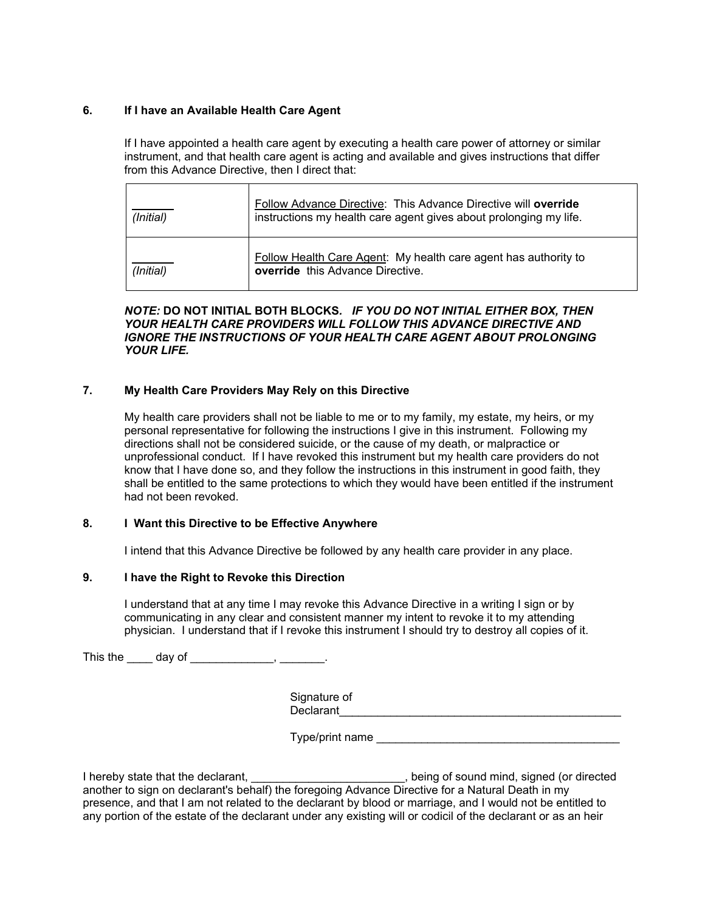### 6. If I have an Available Health Care Agent

If I have appointed a health care agent by executing a health care power of attorney or similar instrument, and that health care agent is acting and available and gives instructions that differ from this Advance Directive, then I direct that:

| | |
|---|---|
| ______ *(Initial)* | Follow Advance Directive: This Advance Directive will **override** instructions my health care agent gives about prolonging my life. |
| ______ *(Initial)* | Follow Health Care Agent: My health care agent has authority to **override** this Advance Directive. |

***NOTE:* DO NOT INITIAL BOTH BLOCKS. *IF YOU DO NOT INITIAL EITHER BOX, THEN YOUR HEALTH CARE PROVIDERS WILL FOLLOW THIS ADVANCE DIRECTIVE AND IGNORE THE INSTRUCTIONS OF YOUR HEALTH CARE AGENT ABOUT PROLONGING YOUR LIFE.***

### 7. My Health Care Providers May Rely on this Directive

My health care providers shall not be liable to me or to my family, my estate, my heirs, or my personal representative for following the instructions I give in this instrument. Following my directions shall not be considered suicide, or the cause of my death, or malpractice or unprofessional conduct. If I have revoked this instrument but my health care providers do not know that I have done so, and they follow the instructions in this instrument in good faith, they shall be entitled to the same protections to which they would have been entitled if the instrument had not been revoked.

### 8. I Want this Directive to be Effective Anywhere

I intend that this Advance Directive be followed by any health care provider in any place.

### 9. I have the Right to Revoke this Direction

I understand that at any time I may revoke this Advance Directive in a writing I sign or by communicating in any clear and consistent manner my intent to revoke it to my attending physician. I understand that if I revoke this instrument I should try to destroy all copies of it.

This the ____ day of _____________, _______.

Signature of Declarant_____________________________________________

Type/print name _______________________________________

I hereby state that the declarant, ________________________, being of sound mind, signed (or directed another to sign on declarant's behalf) the foregoing Advance Directive for a Natural Death in my presence, and that I am not related to the declarant by blood or marriage, and I would not be entitled to any portion of the estate of the declarant under any existing will or codicil of the declarant or as an heir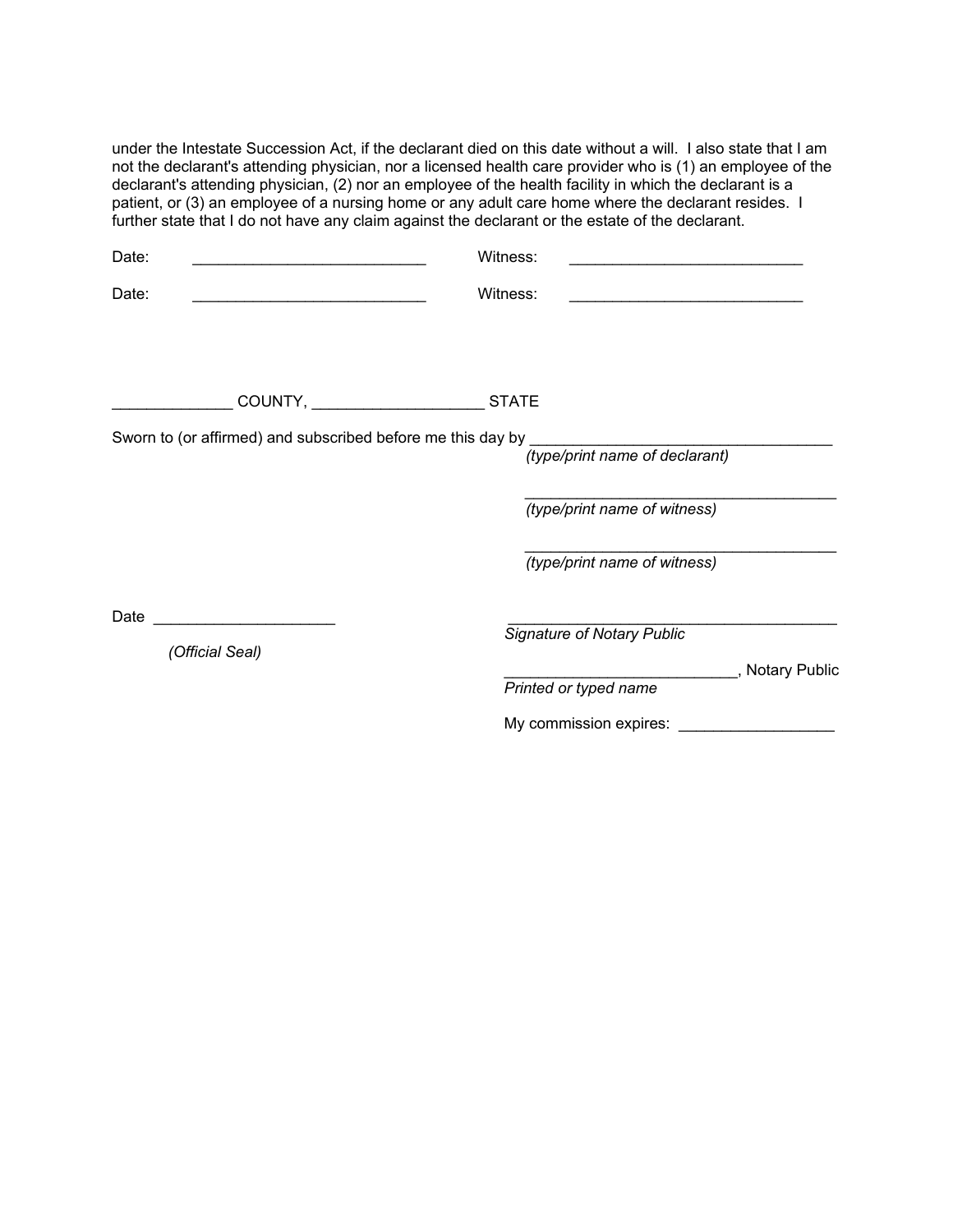under the Intestate Succession Act, if the declarant died on this date without a will. I also state that I am not the declarant's attending physician, nor a licensed health care provider who is (1) an employee of the declarant's attending physician, (2) nor an employee of the health facility in which the declarant is a patient, or (3) an employee of a nursing home or any adult care home where the declarant resides. I further state that I do not have any claim against the declarant or the estate of the declarant.

Date: ___________________________ Witness: ___________________________

Date: ___________________________ Witness: ___________________________

_____________ COUNTY, ___________________ STATE

Sworn to (or affirmed) and subscribed before me this day by ___________________________________
*(type/print name of declarant)*

___________________________________
*(type/print name of witness)*

___________________________________
*(type/print name of witness)*

Date ____________________

*(Official Seal)*

_______________________________________
*Signature of Notary Public*

__________________________, Notary Public
*Printed or typed name*

My commission expires: _________________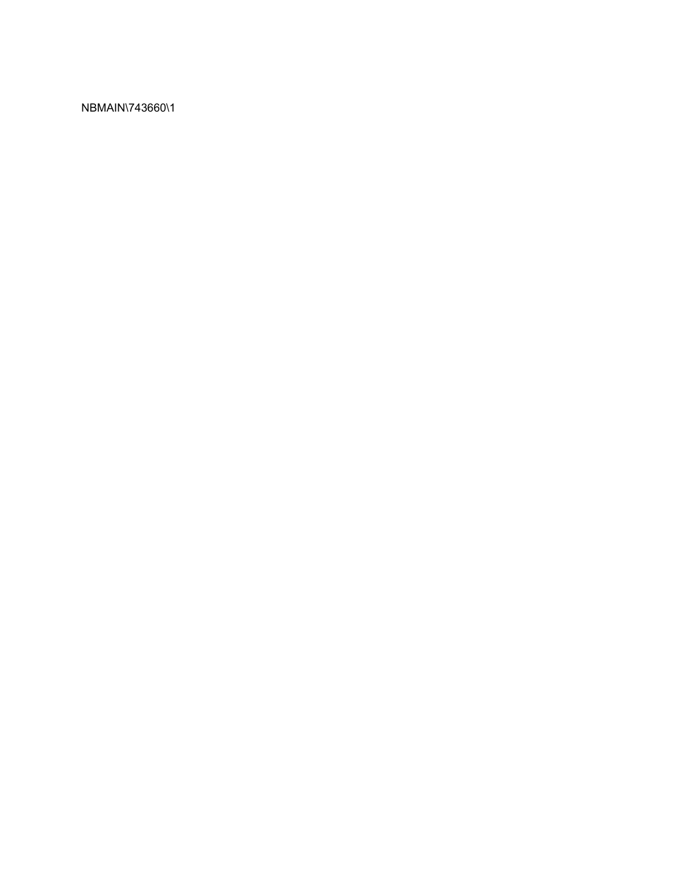NBMAIN\743660\1